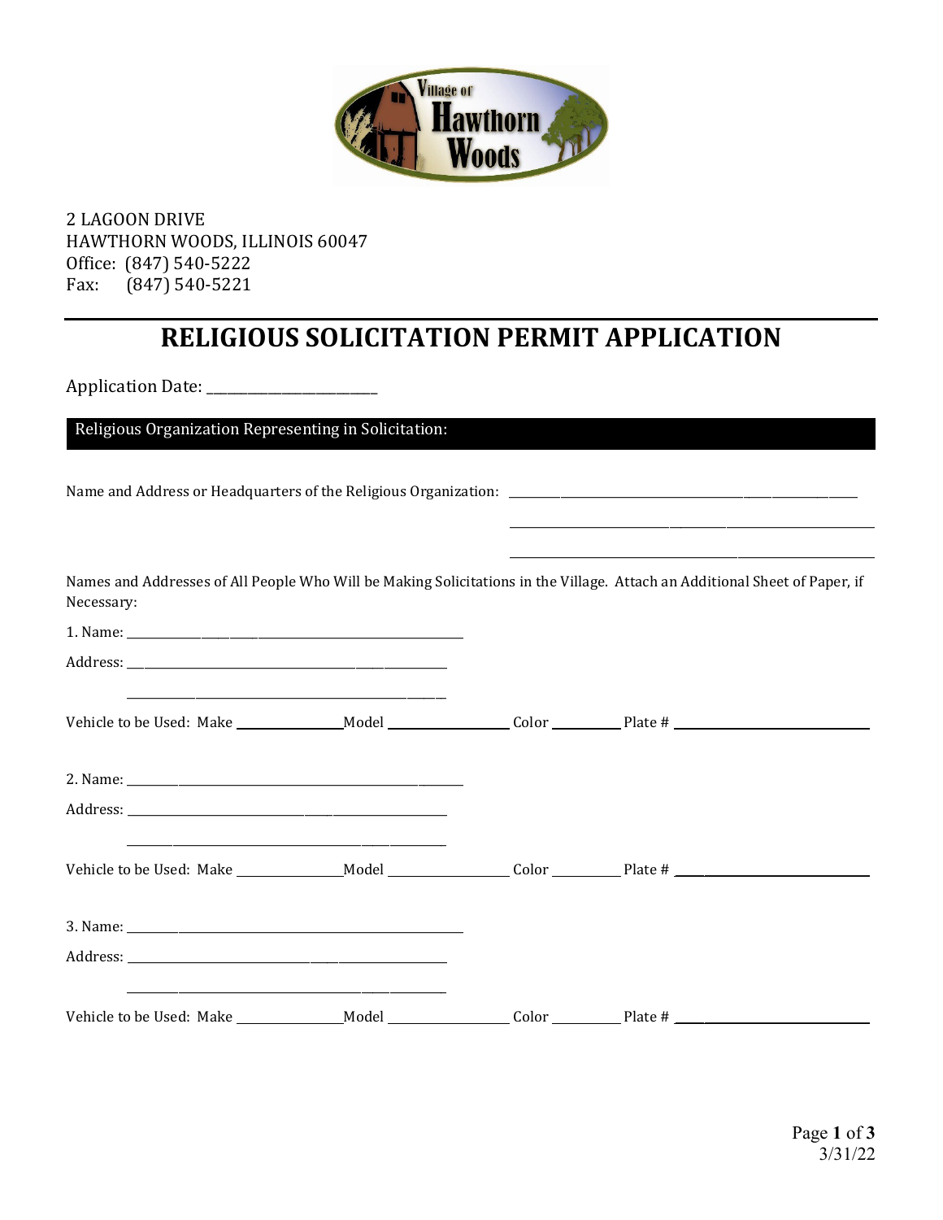2 LAGOON DRIVE
HAWTHORN WOODS, ILLINOIS 60047
Office: (847) 540-5222
Fax: (847) 540-5221

# RELIGIOUS SOLICITATION PERMIT APPLICATION

Application Date: ________________________

## Religious Organization Representing in Solicitation:

Name and Address or Headquarters of the Religious Organization: ________________________________________________

________________________________________________

________________________________________________

Names and Addresses of All People Who Will be Making Solicitations in the Village. Attach an Additional Sheet of Paper, if Necessary:

1. Name: ________________________________________________

Address: ________________________________________________

________________________________________________

Vehicle to be Used: Make ______________ Model ________________ Color _________ Plate # ___________________________

2. Name: ________________________________________________

Address: ________________________________________________

________________________________________________

Vehicle to be Used: Make ______________ Model ________________ Color _________ Plate # ___________________________

3. Name: ________________________________________________

Address: ________________________________________________

________________________________________________

Vehicle to be Used: Make ______________ Model ________________ Color _________ Plate # ___________________________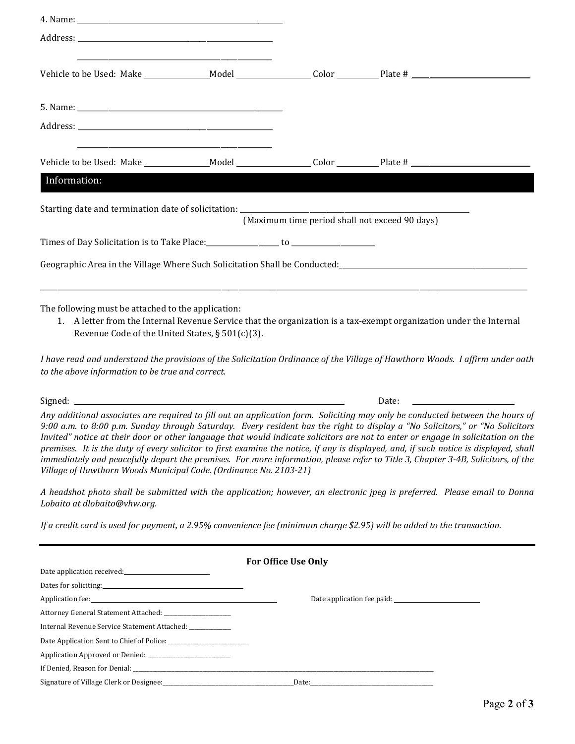4. Name: ______________________________

Address: ______________________________

______________________________

Vehicle to be Used: Make ______________ Model ______________ Color __________ Plate # ______________

5. Name: ______________________________

Address: ______________________________

______________________________

Vehicle to be Used: Make ______________ Model ______________ Color __________ Plate # ______________

## Information:

Starting date and termination date of solicitation: ______________________________
(Maximum time period shall not exceed 90 days)

Times of Day Solicitation is to Take Place: ______________ to ______________

Geographic Area in the Village Where Such Solicitation Shall be Conducted: ______________________________

______________________________________________________________

The following must be attached to the application:

1. A letter from the Internal Revenue Service that the organization is a tax-exempt organization under the Internal Revenue Code of the United States, § 501(c)(3).

*I have read and understand the provisions of the Solicitation Ordinance of the Village of Hawthorn Woods. I affirm under oath to the above information to be true and correct.*

Signed: ______________________________ Date: ______________

*Any additional associates are required to fill out an application form. Soliciting may only be conducted between the hours of 9:00 a.m. to 8:00 p.m. Sunday through Saturday. Every resident has the right to display a "No Solicitors," or "No Solicitors Invited" notice at their door or other language that would indicate solicitors are not to enter or engage in solicitation on the premises. It is the duty of every solicitor to first examine the notice, if any is displayed, and, if such notice is displayed, shall immediately and peacefully depart the premises. For more information, please refer to Title 3, Chapter 3-4B, Solicitors, of the Village of Hawthorn Woods Municipal Code. (Ordinance No. 2103-21)*

*A headshot photo shall be submitted with the application; however, an electronic jpeg is preferred. Please email to Donna Lobaito at dlobaito@vhw.org.*

*If a credit card is used for payment, a 2.95% convenience fee (minimum charge $2.95) will be added to the transaction.*

---

**For Office Use Only**

Date application received: ______________

Dates for soliciting: ______________

Application fee: ______________ Date application fee paid: ______________

Attorney General Statement Attached: ______________

Internal Revenue Service Statement Attached: ______________

Date Application Sent to Chief of Police: ______________

Application Approved or Denied: ______________

If Denied, Reason for Denial: ______________

Signature of Village Clerk or Designee: ______________ Date: ______________